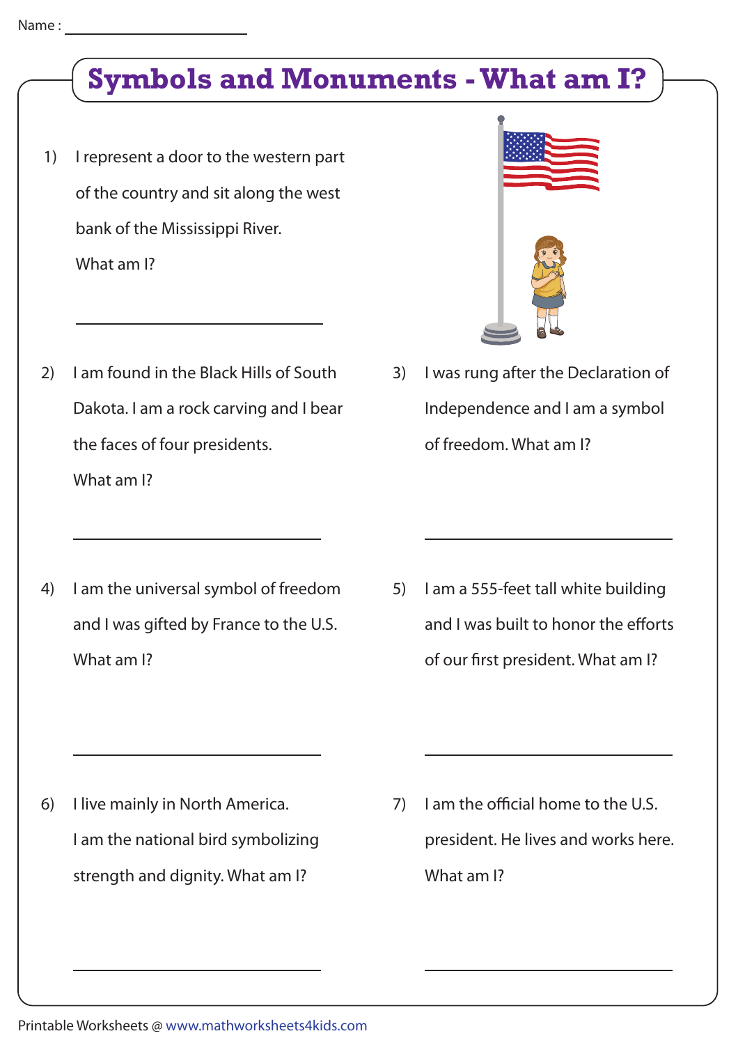Name : ____________________

# Symbols and Monuments - What am I?

1) I represent a door to the western part of the country and sit along the west bank of the Mississippi River. What am I?

____________________

2) I am found in the Black Hills of South Dakota. I am a rock carving and I bear the faces of four presidents. What am I?

____________________

3) I was rung after the Declaration of Independence and I am a symbol of freedom. What am I?

____________________

4) I am the universal symbol of freedom and I was gifted by France to the U.S. What am I?

____________________

5) I am a 555-feet tall white building and I was built to honor the efforts of our first president. What am I?

____________________

6) I live mainly in North America. I am the national bird symbolizing strength and dignity. What am I?

____________________

7) I am the official home to the U.S. president. He lives and works here. What am I?

____________________

Printable Worksheets @ www.mathworksheets4kids.com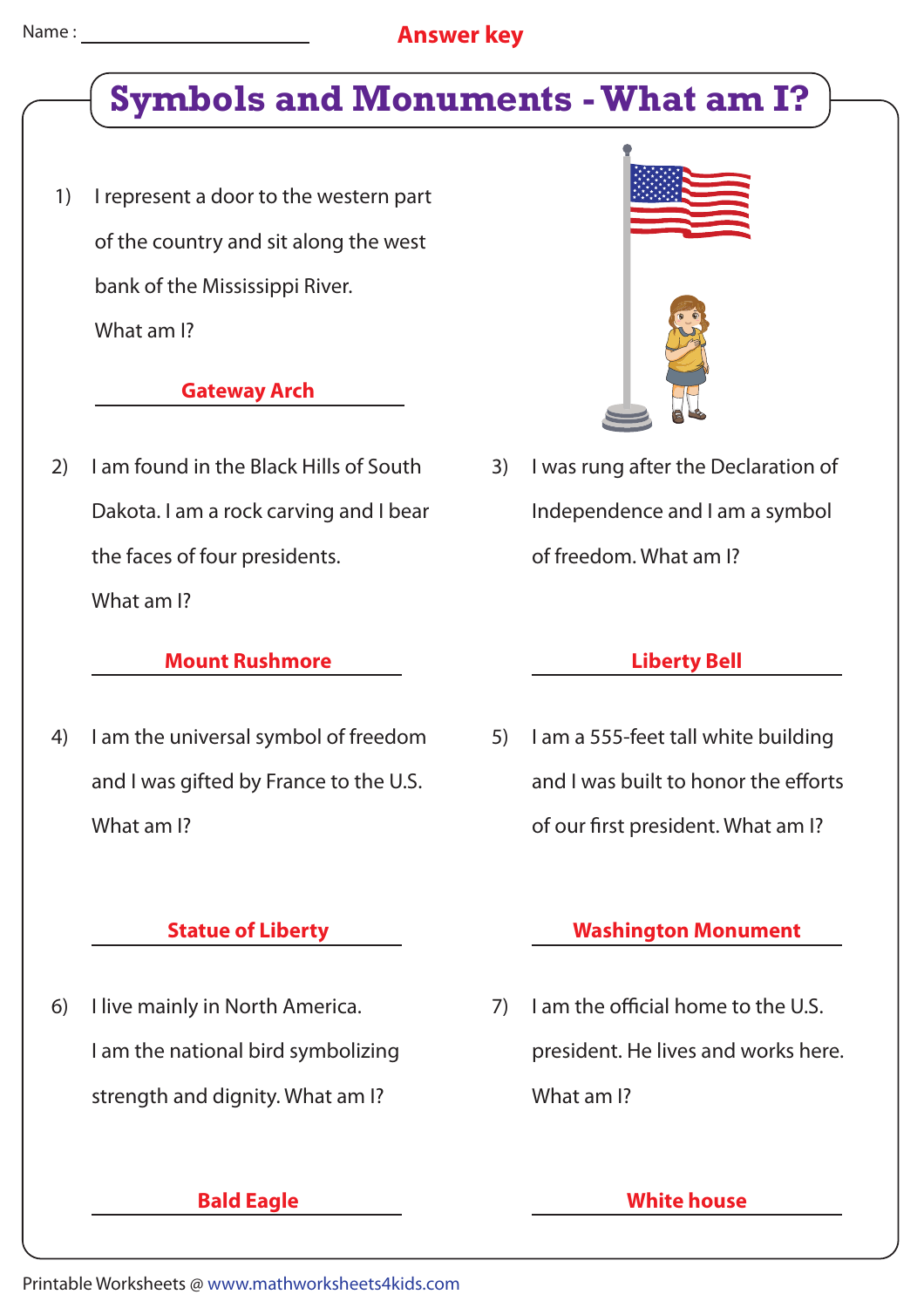Name : ______________________

**Answer key**

# Symbols and Monuments - What am I?

1) I represent a door to the western part of the country and sit along the west bank of the Mississippi River. What am I?

**Gateway Arch**

2) I am found in the Black Hills of South Dakota. I am a rock carving and I bear the faces of four presidents. What am I?

**Mount Rushmore**

3) I was rung after the Declaration of Independence and I am a symbol of freedom. What am I?

**Liberty Bell**

4) I am the universal symbol of freedom and I was gifted by France to the U.S. What am I?

**Statue of Liberty**

5) I am a 555-feet tall white building and I was built to honor the efforts of our first president. What am I?

**Washington Monument**

6) I live mainly in North America. I am the national bird symbolizing strength and dignity. What am I?

**Bald Eagle**

7) I am the official home to the U.S. president. He lives and works here. What am I?

**White house**

Printable Worksheets @ www.mathworksheets4kids.com